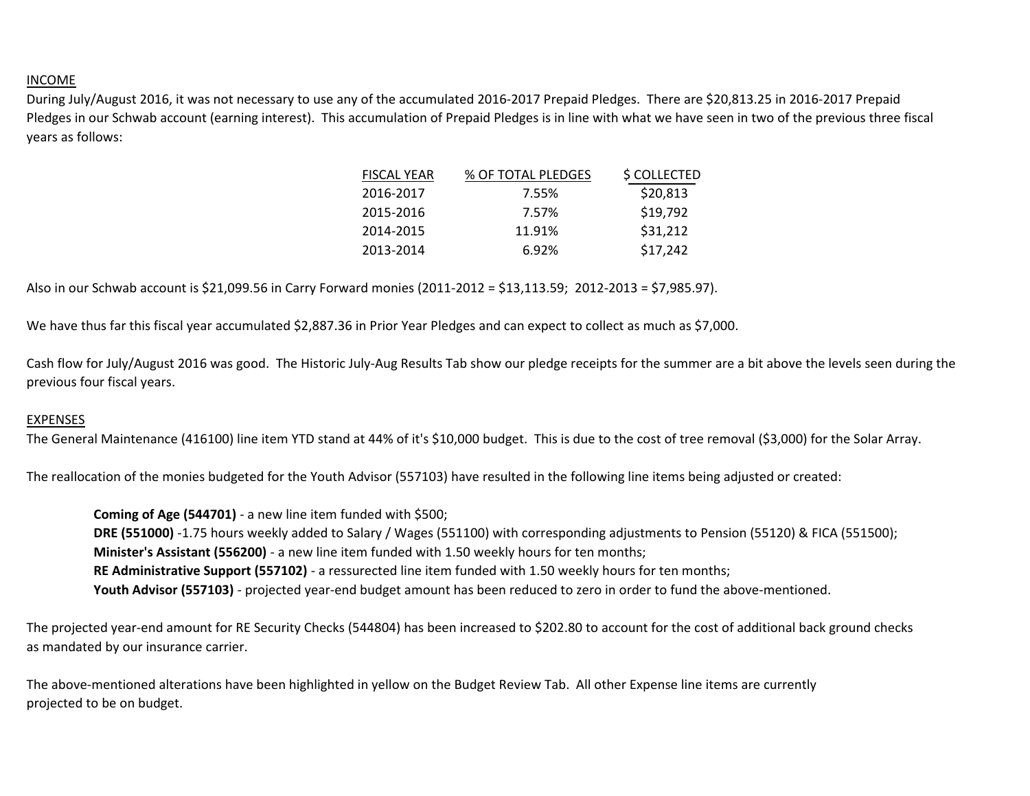## INCOME

During July/August 2016, it was not necessary to use any of the accumulated 2016-2017 Prepaid Pledges. There are $20,813.25 in 2016-2017 Prepaid Pledges in our Schwab account (earning interest). This accumulation of Prepaid Pledges is in line with what we have seen in two of the previous three fiscal years as follows:

| FISCAL YEAR | % OF TOTAL PLEDGES | $ COLLECTED |
|---|---|---|
| 2016-2017 | 7.55% | $20,813 |
| 2015-2016 | 7.57% | $19,792 |
| 2014-2015 | 11.91% | $31,212 |
| 2013-2014 | 6.92% | $17,242 |

Also in our Schwab account is $21,099.56 in Carry Forward monies (2011-2012 = $13,113.59; 2012-2013 = $7,985.97).

We have thus far this fiscal year accumulated $2,887.36 in Prior Year Pledges and can expect to collect as much as $7,000.

Cash flow for July/August 2016 was good. The Historic July-Aug Results Tab show our pledge receipts for the summer are a bit above the levels seen during the previous four fiscal years.

## EXPENSES

The General Maintenance (416100) line item YTD stand at 44% of it's $10,000 budget. This is due to the cost of tree removal ($3,000) for the Solar Array.

The reallocation of the monies budgeted for the Youth Advisor (557103) have resulted in the following line items being adjusted or created:

- **Coming of Age (544701)** - a new line item funded with $500;
- **DRE (551000)** -1.75 hours weekly added to Salary / Wages (551100) with corresponding adjustments to Pension (55120) & FICA (551500);
- **Minister's Assistant (556200)** - a new line item funded with 1.50 weekly hours for ten months;
- **RE Administrative Support (557102)** - a ressurected line item funded with 1.50 weekly hours for ten months;
- **Youth Advisor (557103)** - projected year-end budget amount has been reduced to zero in order to fund the above-mentioned.

The projected year-end amount for RE Security Checks (544804) has been increased to $202.80 to account for the cost of additional back ground checks as mandated by our insurance carrier.

The above-mentioned alterations have been highlighted in yellow on the Budget Review Tab. All other Expense line items are currently projected to be on budget.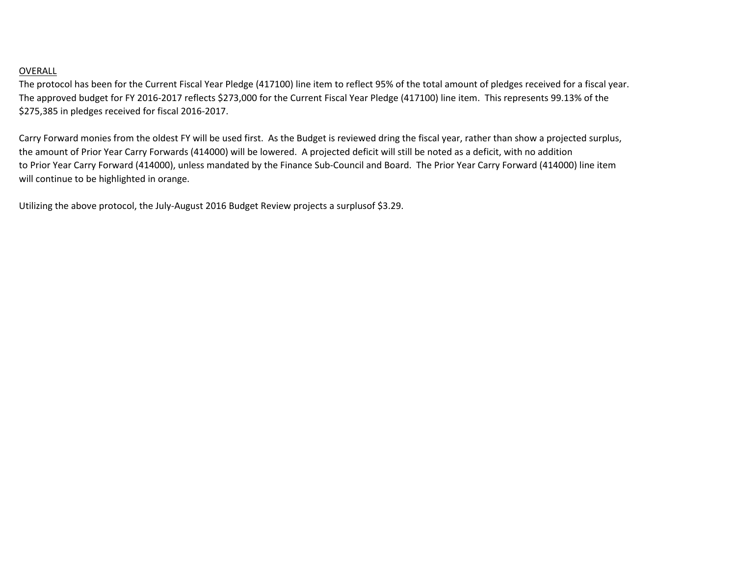OVERALL

The protocol has been for the Current Fiscal Year Pledge (417100) line item to reflect 95% of the total amount of pledges received for a fiscal year. The approved budget for FY 2016-2017 reflects $273,000 for the Current Fiscal Year Pledge (417100) line item. This represents 99.13% of the $275,385 in pledges received for fiscal 2016-2017.

Carry Forward monies from the oldest FY will be used first. As the Budget is reviewed dring the fiscal year, rather than show a projected surplus, the amount of Prior Year Carry Forwards (414000) will be lowered. A projected deficit will still be noted as a deficit, with no addition to Prior Year Carry Forward (414000), unless mandated by the Finance Sub-Council and Board. The Prior Year Carry Forward (414000) line item will continue to be highlighted in orange.

Utilizing the above protocol, the July-August 2016 Budget Review projects a surplusof $3.29.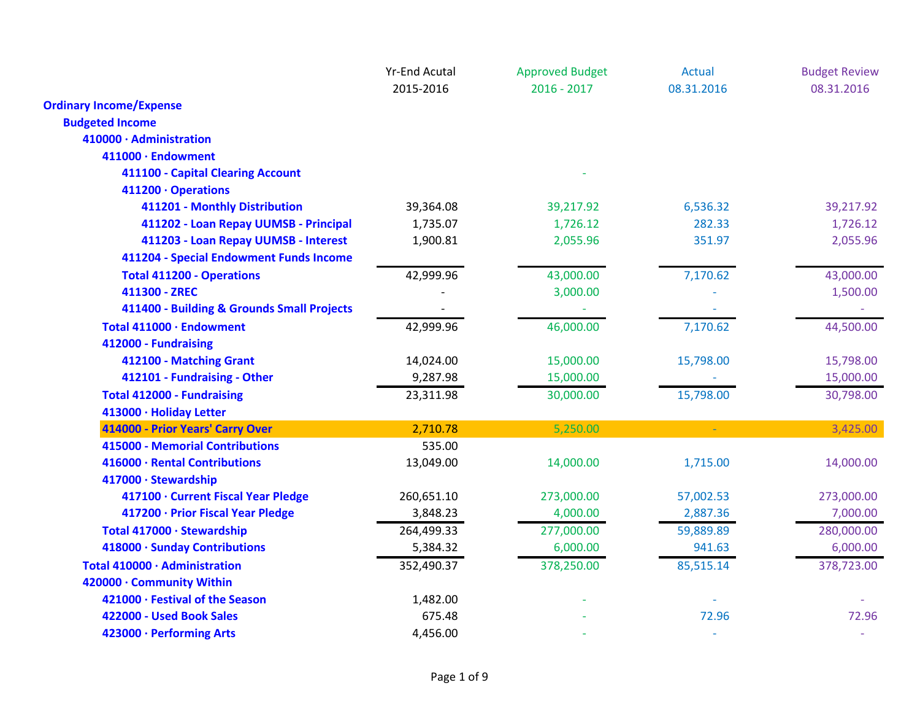| | Yr-End Acutal 2015-2016 | Approved Budget 2016 - 2017 | Actual 08.31.2016 | Budget Review 08.31.2016 |
|---|---|---|---|---|
| **Ordinary Income/Expense** | | | | |
| **Budgeted Income** | | | | |
| **410000 · Administration** | | | | |
| **411000 · Endowment** | | | | |
| **411100 - Capital Clearing Account** | | - | | |
| **411200 · Operations** | | | | |
| **411201 - Monthly Distribution** | 39,364.08 | 39,217.92 | 6,536.32 | 39,217.92 |
| **411202 - Loan Repay UUMSB - Principal** | 1,735.07 | 1,726.12 | 282.33 | 1,726.12 |
| **411203 - Loan Repay UUMSB - Interest** | 1,900.81 | 2,055.96 | 351.97 | 2,055.96 |
| **411204 - Special Endowment Funds Income** | | | | |
| **Total 411200 - Operations** | 42,999.96 | 43,000.00 | 7,170.62 | 43,000.00 |
| **411300 - ZREC** | - | 3,000.00 | - | 1,500.00 |
| **411400 - Building & Grounds Small Projects** | - | - | - | - |
| **Total 411000 · Endowment** | 42,999.96 | 46,000.00 | 7,170.62 | 44,500.00 |
| **412000 - Fundraising** | | | | |
| **412100 - Matching Grant** | 14,024.00 | 15,000.00 | 15,798.00 | 15,798.00 |
| **412101 - Fundraising - Other** | 9,287.98 | 15,000.00 | - | 15,000.00 |
| **Total 412000 - Fundraising** | 23,311.98 | 30,000.00 | 15,798.00 | 30,798.00 |
| **413000 · Holiday Letter** | | | | |
| **414000 - Prior Years' Carry Over** | 2,710.78 | 5,250.00 | - | 3,425.00 |
| **415000 - Memorial Contributions** | 535.00 | | | |
| **416000 · Rental Contributions** | 13,049.00 | 14,000.00 | 1,715.00 | 14,000.00 |
| **417000 · Stewardship** | | | | |
| **417100 · Current Fiscal Year Pledge** | 260,651.10 | 273,000.00 | 57,002.53 | 273,000.00 |
| **417200 · Prior Fiscal Year Pledge** | 3,848.23 | 4,000.00 | 2,887.36 | 7,000.00 |
| **Total 417000 · Stewardship** | 264,499.33 | 277,000.00 | 59,889.89 | 280,000.00 |
| **418000 · Sunday Contributions** | 5,384.32 | 6,000.00 | 941.63 | 6,000.00 |
| **Total 410000 · Administration** | 352,490.37 | 378,250.00 | 85,515.14 | 378,723.00 |
| **420000 · Community Within** | | | | |
| **421000 · Festival of the Season** | 1,482.00 | - | - | - |
| **422000 - Used Book Sales** | 675.48 | - | 72.96 | 72.96 |
| **423000 · Performing Arts** | 4,456.00 | - | - | - |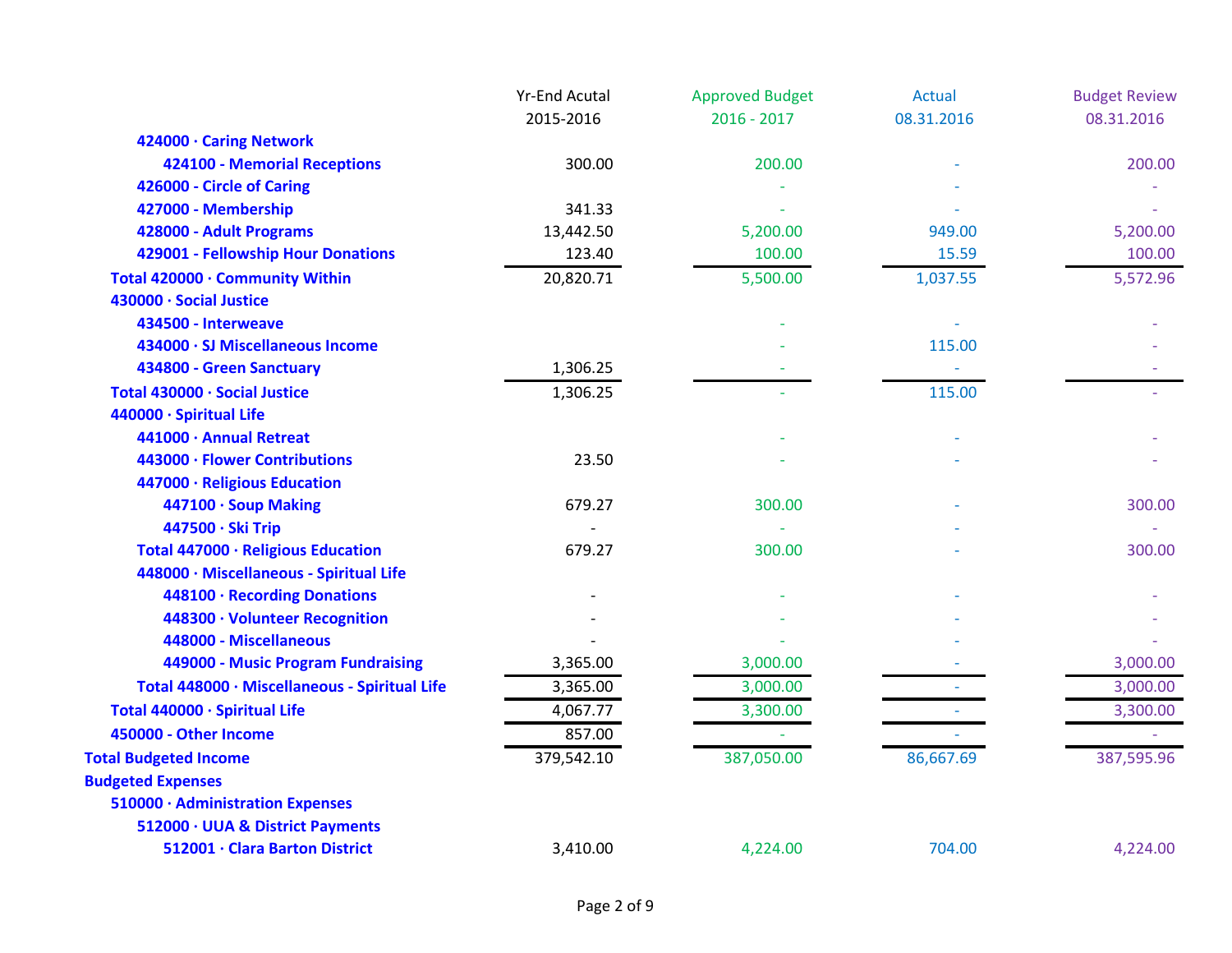| | Yr-End Acutal 2015-2016 | Approved Budget 2016 - 2017 | Actual 08.31.2016 | Budget Review 08.31.2016 |
|---|---|---|---|---|
| 424000 · Caring Network | | | | |
| 424100 - Memorial Receptions | 300.00 | 200.00 | - | 200.00 |
| 426000 - Circle of Caring | | - | - | - |
| 427000 - Membership | 341.33 | - | - | - |
| 428000 - Adult Programs | 13,442.50 | 5,200.00 | 949.00 | 5,200.00 |
| 429001 - Fellowship Hour Donations | 123.40 | 100.00 | 15.59 | 100.00 |
| Total 420000 · Community Within | 20,820.71 | 5,500.00 | 1,037.55 | 5,572.96 |
| 430000 · Social Justice | | | | |
| 434500 - Interweave | | - | - | - |
| 434000 · SJ Miscellaneous Income | | - | 115.00 | - |
| 434800 - Green Sanctuary | 1,306.25 | - | - | - |
| Total 430000 · Social Justice | 1,306.25 | - | 115.00 | - |
| 440000 · Spiritual Life | | | | |
| 441000 · Annual Retreat | | - | - | - |
| 443000 · Flower Contributions | 23.50 | - | - | - |
| 447000 · Religious Education | | | | |
| 447100 · Soup Making | 679.27 | 300.00 | - | 300.00 |
| 447500 · Ski Trip | - | - | - | - |
| Total 447000 · Religious Education | 679.27 | 300.00 | - | 300.00 |
| 448000 · Miscellaneous - Spiritual Life | | | | |
| 448100 · Recording Donations | - | - | - | - |
| 448300 · Volunteer Recognition | - | - | - | - |
| 448000 - Miscellaneous | - | - | - | - |
| 449000 - Music Program Fundraising | 3,365.00 | 3,000.00 | - | 3,000.00 |
| Total 448000 · Miscellaneous - Spiritual Life | 3,365.00 | 3,000.00 | - | 3,000.00 |
| Total 440000 · Spiritual Life | 4,067.77 | 3,300.00 | - | 3,300.00 |
| 450000 - Other Income | 857.00 | - | - | - |
| Total Budgeted Income | 379,542.10 | 387,050.00 | 86,667.69 | 387,595.96 |
| Budgeted Expenses | | | | |
| 510000 · Administration Expenses | | | | |
| 512000 · UUA & District Payments | | | | |
| 512001 · Clara Barton District | 3,410.00 | 4,224.00 | 704.00 | 4,224.00 |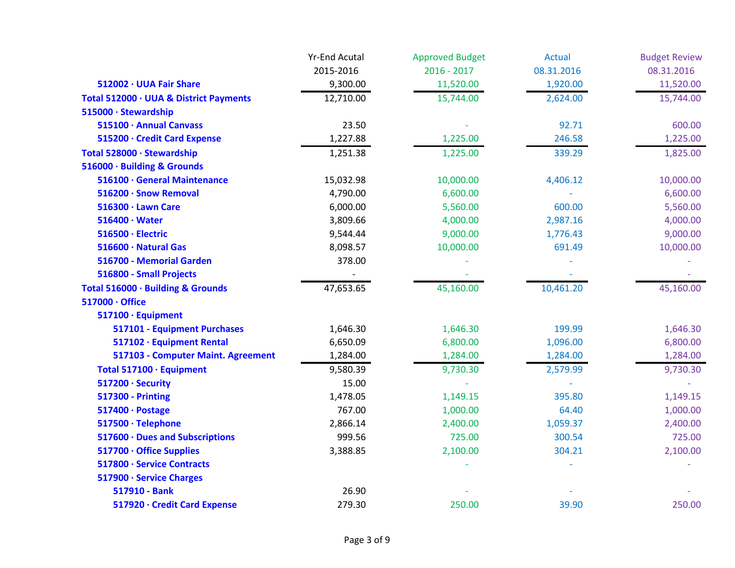| | Yr-End Acutal 2015-2016 | Approved Budget 2016 - 2017 | Actual 08.31.2016 | Budget Review 08.31.2016 |
|---|---|---|---|---|
| 512002 · UUA Fair Share | 9,300.00 | 11,520.00 | 1,920.00 | 11,520.00 |
| **Total 512000 · UUA & District Payments** | 12,710.00 | 15,744.00 | 2,624.00 | 15,744.00 |
| **515000 · Stewardship** | | | | |
| 515100 · Annual Canvass | 23.50 | - | 92.71 | 600.00 |
| 515200 · Credit Card Expense | 1,227.88 | 1,225.00 | 246.58 | 1,225.00 |
| **Total 528000 · Stewardship** | 1,251.38 | 1,225.00 | 339.29 | 1,825.00 |
| **516000 · Building & Grounds** | | | | |
| 516100 · General Maintenance | 15,032.98 | 10,000.00 | 4,406.12 | 10,000.00 |
| 516200 · Snow Removal | 4,790.00 | 6,600.00 | - | 6,600.00 |
| 516300 · Lawn Care | 6,000.00 | 5,560.00 | 600.00 | 5,560.00 |
| 516400 · Water | 3,809.66 | 4,000.00 | 2,987.16 | 4,000.00 |
| 516500 · Electric | 9,544.44 | 9,000.00 | 1,776.43 | 9,000.00 |
| 516600 · Natural Gas | 8,098.57 | 10,000.00 | 691.49 | 10,000.00 |
| 516700 - Memorial Garden | 378.00 | - | - | - |
| 516800 - Small Projects | - | - | - | - |
| **Total 516000 · Building & Grounds** | 47,653.65 | 45,160.00 | 10,461.20 | 45,160.00 |
| **517000 · Office** | | | | |
| 517100 · Equipment | | | | |
| 517101 - Equipment Purchases | 1,646.30 | 1,646.30 | 199.99 | 1,646.30 |
| 517102 · Equipment Rental | 6,650.09 | 6,800.00 | 1,096.00 | 6,800.00 |
| 517103 - Computer Maint. Agreement | 1,284.00 | 1,284.00 | 1,284.00 | 1,284.00 |
| **Total 517100 · Equipment** | 9,580.39 | 9,730.30 | 2,579.99 | 9,730.30 |
| 517200 · Security | 15.00 | - | - | - |
| 517300 - Printing | 1,478.05 | 1,149.15 | 395.80 | 1,149.15 |
| 517400 · Postage | 767.00 | 1,000.00 | 64.40 | 1,000.00 |
| 517500 · Telephone | 2,866.14 | 2,400.00 | 1,059.37 | 2,400.00 |
| 517600 · Dues and Subscriptions | 999.56 | 725.00 | 300.54 | 725.00 |
| 517700 · Office Supplies | 3,388.85 | 2,100.00 | 304.21 | 2,100.00 |
| 517800 · Service Contracts | | - | - | - |
| 517900 · Service Charges | | | | |
| 517910 - Bank | 26.90 | - | - | - |
| 517920 · Credit Card Expense | 279.30 | 250.00 | 39.90 | 250.00 |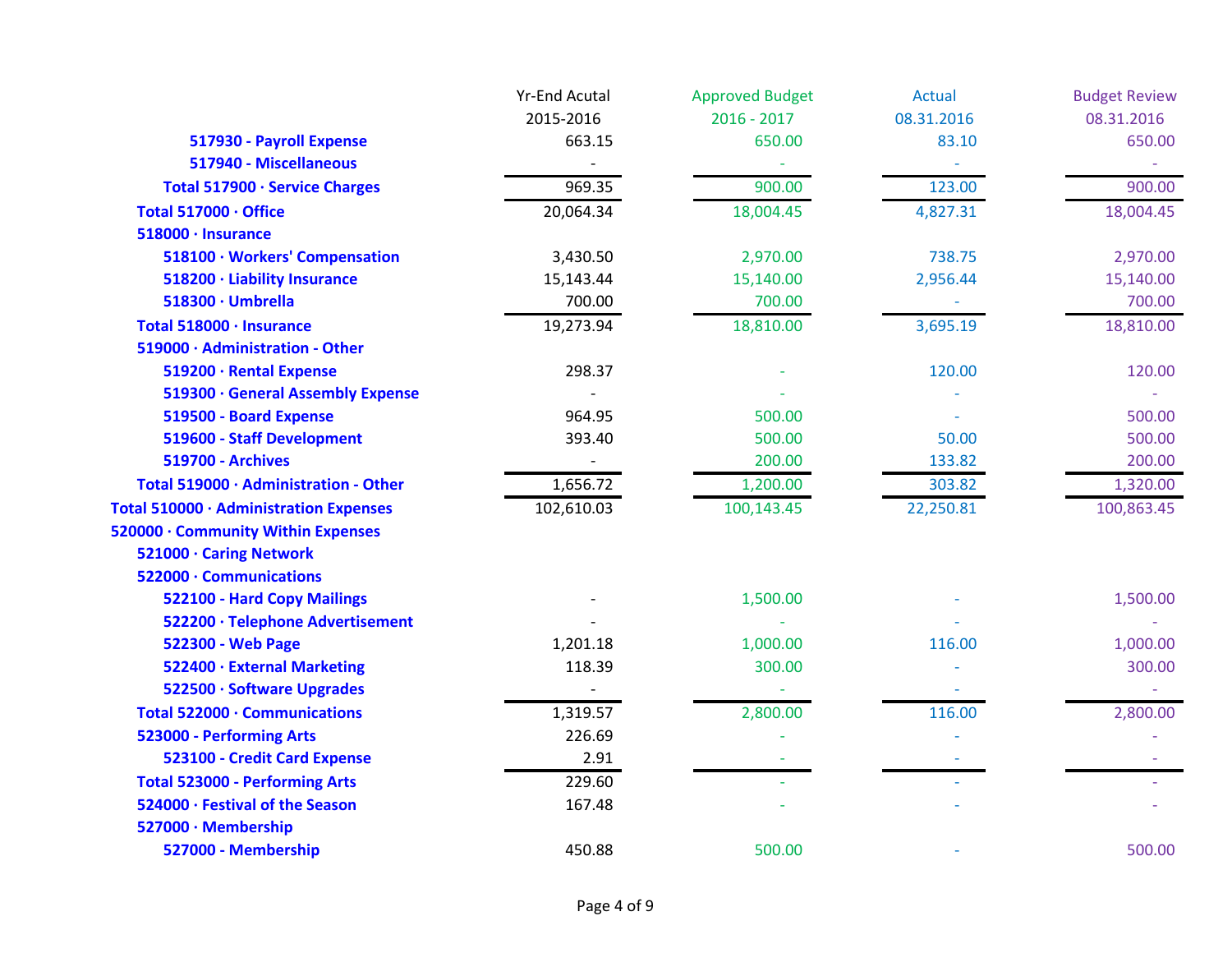| | Yr-End Acutal 2015-2016 | Approved Budget 2016 - 2017 | Actual 08.31.2016 | Budget Review 08.31.2016 |
|---|---|---|---|---|
| **517930 - Payroll Expense** | 663.15 | 650.00 | 83.10 | 650.00 |
| **517940 - Miscellaneous** | - | - | - | - |
| **Total 517900 · Service Charges** | 969.35 | 900.00 | 123.00 | 900.00 |
| **Total 517000 · Office** | 20,064.34 | 18,004.45 | 4,827.31 | 18,004.45 |
| **518000 · Insurance** | | | | |
| **518100 · Workers' Compensation** | 3,430.50 | 2,970.00 | 738.75 | 2,970.00 |
| **518200 · Liability Insurance** | 15,143.44 | 15,140.00 | 2,956.44 | 15,140.00 |
| **518300 · Umbrella** | 700.00 | 700.00 | - | 700.00 |
| **Total 518000 · Insurance** | 19,273.94 | 18,810.00 | 3,695.19 | 18,810.00 |
| **519000 · Administration - Other** | | | | |
| **519200 · Rental Expense** | 298.37 | - | 120.00 | 120.00 |
| **519300 · General Assembly Expense** | - | - | - | - |
| **519500 - Board Expense** | 964.95 | 500.00 | - | 500.00 |
| **519600 - Staff Development** | 393.40 | 500.00 | 50.00 | 500.00 |
| **519700 - Archives** | - | 200.00 | 133.82 | 200.00 |
| **Total 519000 · Administration - Other** | 1,656.72 | 1,200.00 | 303.82 | 1,320.00 |
| **Total 510000 · Administration Expenses** | 102,610.03 | 100,143.45 | 22,250.81 | 100,863.45 |
| **520000 · Community Within Expenses** | | | | |
| **521000 · Caring Network** | | | | |
| **522000 · Communications** | | | | |
| **522100 - Hard Copy Mailings** | - | 1,500.00 | - | 1,500.00 |
| **522200 · Telephone Advertisement** | - | - | - | - |
| **522300 - Web Page** | 1,201.18 | 1,000.00 | 116.00 | 1,000.00 |
| **522400 · External Marketing** | 118.39 | 300.00 | - | 300.00 |
| **522500 · Software Upgrades** | - | - | - | - |
| **Total 522000 · Communications** | 1,319.57 | 2,800.00 | 116.00 | 2,800.00 |
| **523000 - Performing Arts** | 226.69 | - | - | - |
| **523100 - Credit Card Expense** | 2.91 | - | - | - |
| **Total 523000 - Performing Arts** | 229.60 | - | - | - |
| **524000 · Festival of the Season** | 167.48 | - | - | - |
| **527000 · Membership** | | | | |
| **527000 - Membership** | 450.88 | 500.00 | - | 500.00 |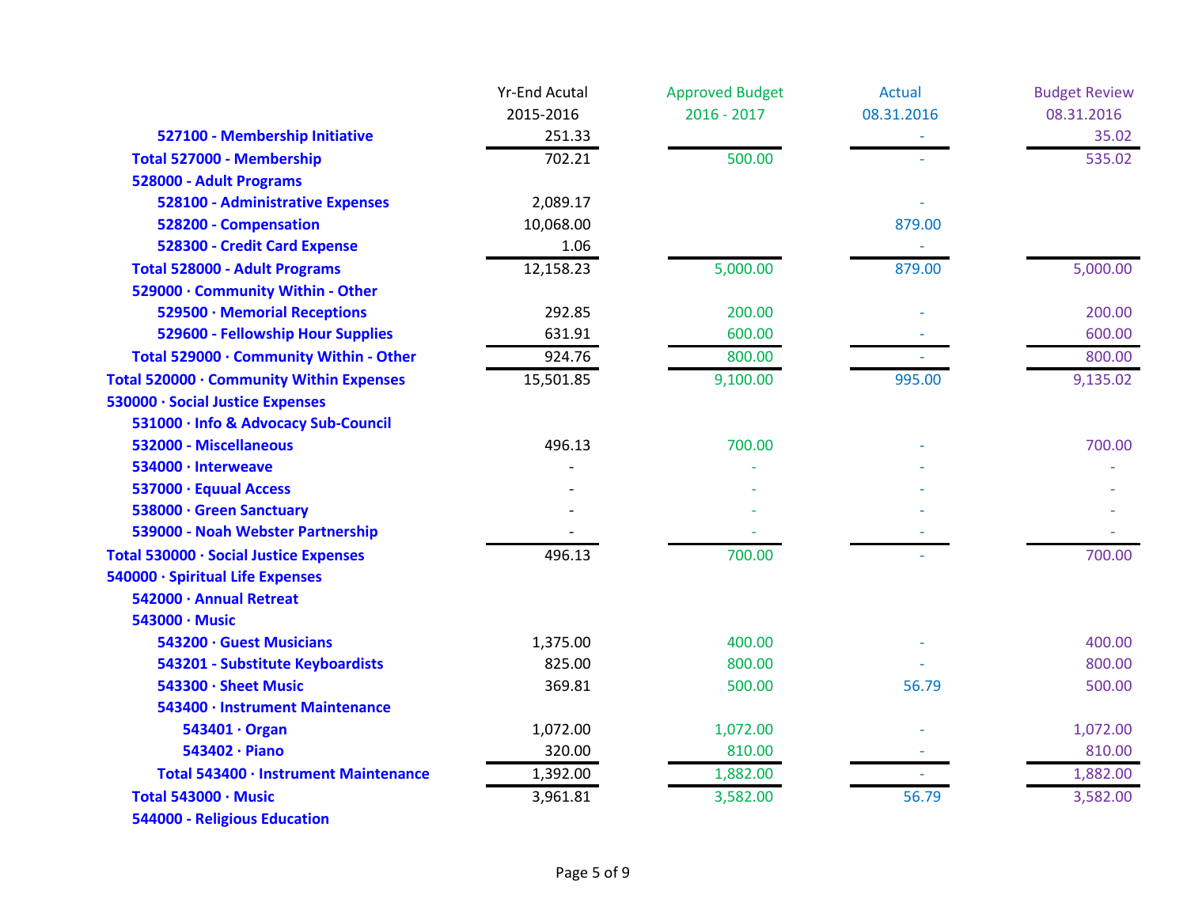| | Yr-End Acutal 2015-2016 | Approved Budget 2016 - 2017 | Actual 08.31.2016 | Budget Review 08.31.2016 |
|---|---|---|---|---|
| 527100 - Membership Initiative | 251.33 | | - | 35.02 |
| Total 527000 - Membership | 702.21 | 500.00 | - | 535.02 |
| 528000 - Adult Programs | | | | |
| 528100 - Administrative Expenses | 2,089.17 | | - | |
| 528200 - Compensation | 10,068.00 | | 879.00 | |
| 528300 - Credit Card Expense | 1.06 | | - | |
| Total 528000 - Adult Programs | 12,158.23 | 5,000.00 | 879.00 | 5,000.00 |
| 529000 · Community Within - Other | | | | |
| 529500 · Memorial Receptions | 292.85 | 200.00 | - | 200.00 |
| 529600 - Fellowship Hour Supplies | 631.91 | 600.00 | - | 600.00 |
| Total 529000 · Community Within - Other | 924.76 | 800.00 | - | 800.00 |
| Total 520000 · Community Within Expenses | 15,501.85 | 9,100.00 | 995.00 | 9,135.02 |
| 530000 · Social Justice Expenses | | | | |
| 531000 · Info & Advocacy Sub-Council | | | | |
| 532000 - Miscellaneous | 496.13 | 700.00 | - | 700.00 |
| 534000 · Interweave | - | - | - | - |
| 537000 · Equual Access | - | - | - | - |
| 538000 · Green Sanctuary | - | - | - | - |
| 539000 - Noah Webster Partnership | - | - | - | - |
| Total 530000 · Social Justice Expenses | 496.13 | 700.00 | - | 700.00 |
| 540000 · Spiritual Life Expenses | | | | |
| 542000 · Annual Retreat | | | | |
| 543000 · Music | | | | |
| 543200 · Guest Musicians | 1,375.00 | 400.00 | - | 400.00 |
| 543201 - Substitute Keyboardists | 825.00 | 800.00 | - | 800.00 |
| 543300 · Sheet Music | 369.81 | 500.00 | 56.79 | 500.00 |
| 543400 · Instrument Maintenance | | | | |
| 543401 · Organ | 1,072.00 | 1,072.00 | - | 1,072.00 |
| 543402 · Piano | 320.00 | 810.00 | - | 810.00 |
| Total 543400 · Instrument Maintenance | 1,392.00 | 1,882.00 | - | 1,882.00 |
| Total 543000 · Music | 3,961.81 | 3,582.00 | 56.79 | 3,582.00 |
| 544000 - Religious Education | | | | |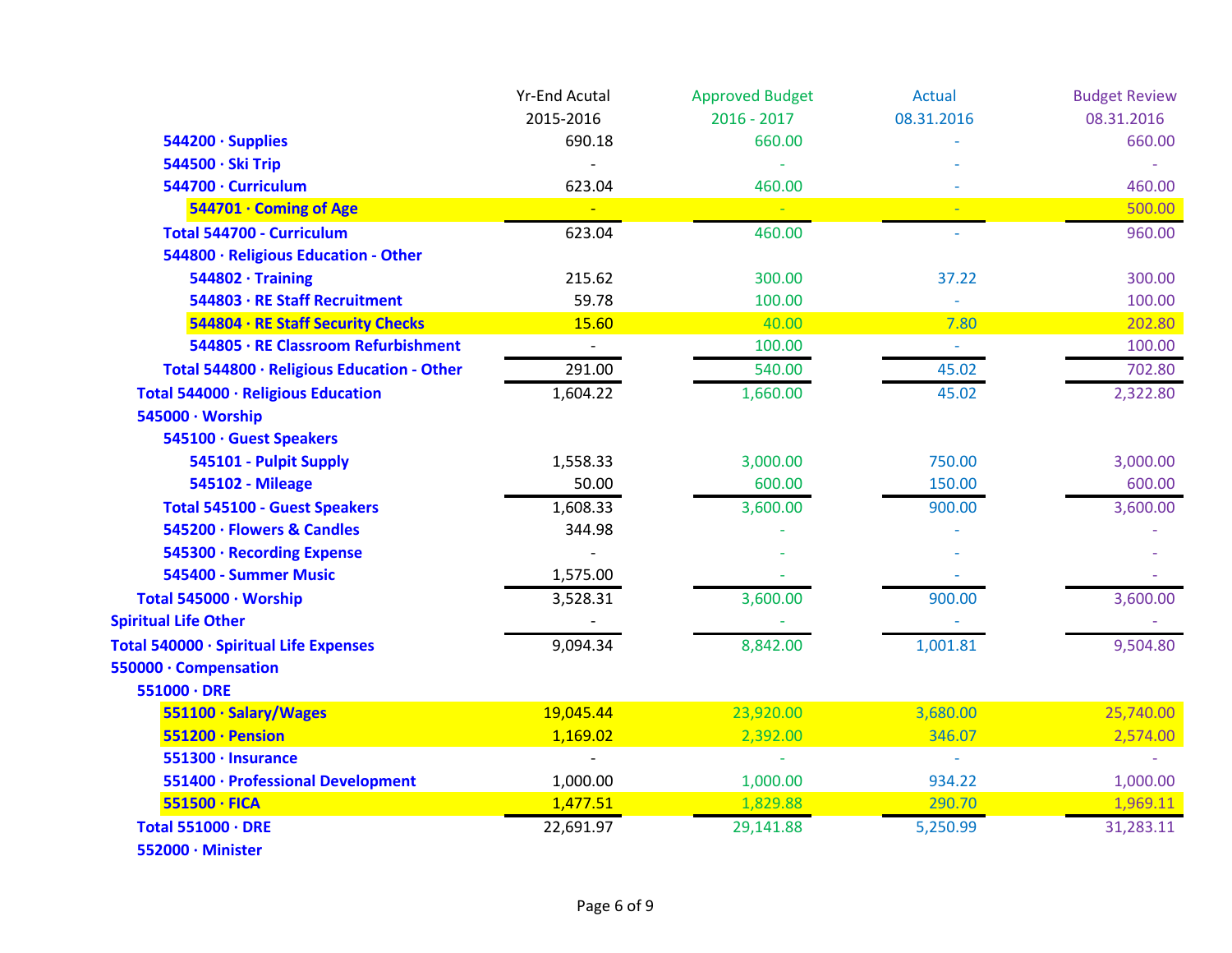| | Yr-End Acutal 2015-2016 | Approved Budget 2016 - 2017 | Actual 08.31.2016 | Budget Review 08.31.2016 |
|---|---|---|---|---|
| 544200 · Supplies | 690.18 | 660.00 | - | 660.00 |
| 544500 · Ski Trip | - | - | - | - |
| 544700 · Curriculum | 623.04 | 460.00 | - | 460.00 |
| 544701 · Coming of Age | - | - | - | 500.00 |
| Total 544700 - Curriculum | 623.04 | 460.00 | - | 960.00 |
| 544800 · Religious Education - Other | | | | |
| 544802 · Training | 215.62 | 300.00 | 37.22 | 300.00 |
| 544803 · RE Staff Recruitment | 59.78 | 100.00 | - | 100.00 |
| 544804 · RE Staff Security Checks | 15.60 | 40.00 | 7.80 | 202.80 |
| 544805 · RE Classroom Refurbishment | - | 100.00 | - | 100.00 |
| Total 544800 · Religious Education - Other | 291.00 | 540.00 | 45.02 | 702.80 |
| Total 544000 · Religious Education | 1,604.22 | 1,660.00 | 45.02 | 2,322.80 |
| 545000 · Worship | | | | |
| 545100 · Guest Speakers | | | | |
| 545101 - Pulpit Supply | 1,558.33 | 3,000.00 | 750.00 | 3,000.00 |
| 545102 - Mileage | 50.00 | 600.00 | 150.00 | 600.00 |
| Total 545100 - Guest Speakers | 1,608.33 | 3,600.00 | 900.00 | 3,600.00 |
| 545200 · Flowers & Candles | 344.98 | - | - | - |
| 545300 · Recording Expense | - | - | - | - |
| 545400 - Summer Music | 1,575.00 | - | - | - |
| Total 545000 · Worship | 3,528.31 | 3,600.00 | 900.00 | 3,600.00 |
| Spiritual Life Other | - | - | - | - |
| Total 540000 · Spiritual Life Expenses | 9,094.34 | 8,842.00 | 1,001.81 | 9,504.80 |
| 550000 · Compensation | | | | |
| 551000 · DRE | | | | |
| 551100 · Salary/Wages | 19,045.44 | 23,920.00 | 3,680.00 | 25,740.00 |
| 551200 · Pension | 1,169.02 | 2,392.00 | 346.07 | 2,574.00 |
| 551300 · Insurance | - | - | - | - |
| 551400 · Professional Development | 1,000.00 | 1,000.00 | 934.22 | 1,000.00 |
| 551500 · FICA | 1,477.51 | 1,829.88 | 290.70 | 1,969.11 |
| Total 551000 · DRE | 22,691.97 | 29,141.88 | 5,250.99 | 31,283.11 |
| 552000 · Minister | | | | |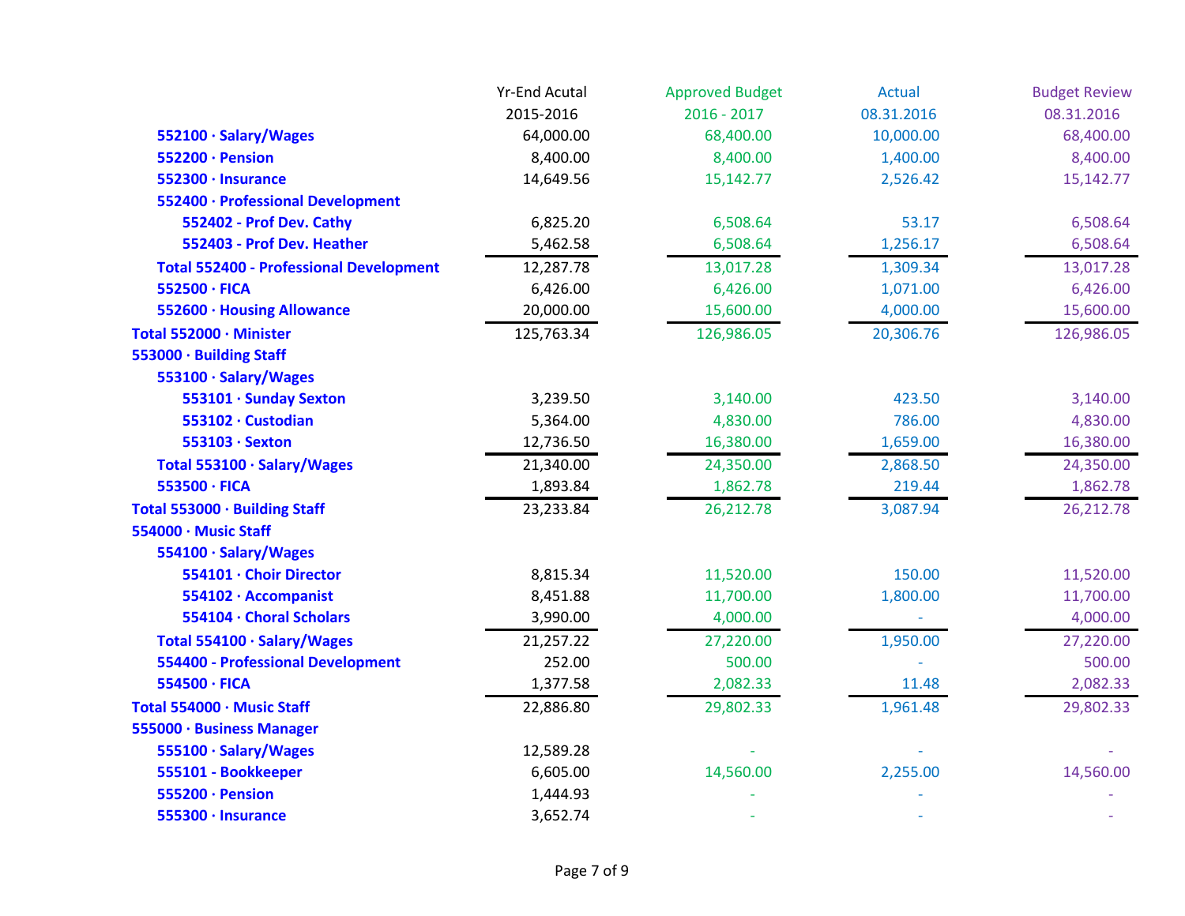| | Yr-End Acutal 2015-2016 | Approved Budget 2016 - 2017 | Actual 08.31.2016 | Budget Review 08.31.2016 |
|---|---|---|---|---|
| **552100 · Salary/Wages** | 64,000.00 | 68,400.00 | 10,000.00 | 68,400.00 |
| **552200 · Pension** | 8,400.00 | 8,400.00 | 1,400.00 | 8,400.00 |
| **552300 · Insurance** | 14,649.56 | 15,142.77 | 2,526.42 | 15,142.77 |
| **552400 · Professional Development** | | | | |
| **552402 - Prof Dev. Cathy** | 6,825.20 | 6,508.64 | 53.17 | 6,508.64 |
| **552403 - Prof Dev. Heather** | 5,462.58 | 6,508.64 | 1,256.17 | 6,508.64 |
| **Total 552400 - Professional Development** | 12,287.78 | 13,017.28 | 1,309.34 | 13,017.28 |
| **552500 · FICA** | 6,426.00 | 6,426.00 | 1,071.00 | 6,426.00 |
| **552600 · Housing Allowance** | 20,000.00 | 15,600.00 | 4,000.00 | 15,600.00 |
| **Total 552000 · Minister** | 125,763.34 | 126,986.05 | 20,306.76 | 126,986.05 |
| **553000 · Building Staff** | | | | |
| **553100 · Salary/Wages** | | | | |
| **553101 · Sunday Sexton** | 3,239.50 | 3,140.00 | 423.50 | 3,140.00 |
| **553102 · Custodian** | 5,364.00 | 4,830.00 | 786.00 | 4,830.00 |
| **553103 · Sexton** | 12,736.50 | 16,380.00 | 1,659.00 | 16,380.00 |
| **Total 553100 · Salary/Wages** | 21,340.00 | 24,350.00 | 2,868.50 | 24,350.00 |
| **553500 · FICA** | 1,893.84 | 1,862.78 | 219.44 | 1,862.78 |
| **Total 553000 · Building Staff** | 23,233.84 | 26,212.78 | 3,087.94 | 26,212.78 |
| **554000 · Music Staff** | | | | |
| **554100 · Salary/Wages** | | | | |
| **554101 · Choir Director** | 8,815.34 | 11,520.00 | 150.00 | 11,520.00 |
| **554102 · Accompanist** | 8,451.88 | 11,700.00 | 1,800.00 | 11,700.00 |
| **554104 · Choral Scholars** | 3,990.00 | 4,000.00 | - | 4,000.00 |
| **Total 554100 · Salary/Wages** | 21,257.22 | 27,220.00 | 1,950.00 | 27,220.00 |
| **554400 - Professional Development** | 252.00 | 500.00 | - | 500.00 |
| **554500 · FICA** | 1,377.58 | 2,082.33 | 11.48 | 2,082.33 |
| **Total 554000 · Music Staff** | 22,886.80 | 29,802.33 | 1,961.48 | 29,802.33 |
| **555000 · Business Manager** | | | | |
| **555100 · Salary/Wages** | 12,589.28 | - | - | - |
| **555101 - Bookkeeper** | 6,605.00 | 14,560.00 | 2,255.00 | 14,560.00 |
| **555200 · Pension** | 1,444.93 | - | - | - |
| **555300 · Insurance** | 3,652.74 | - | - | - |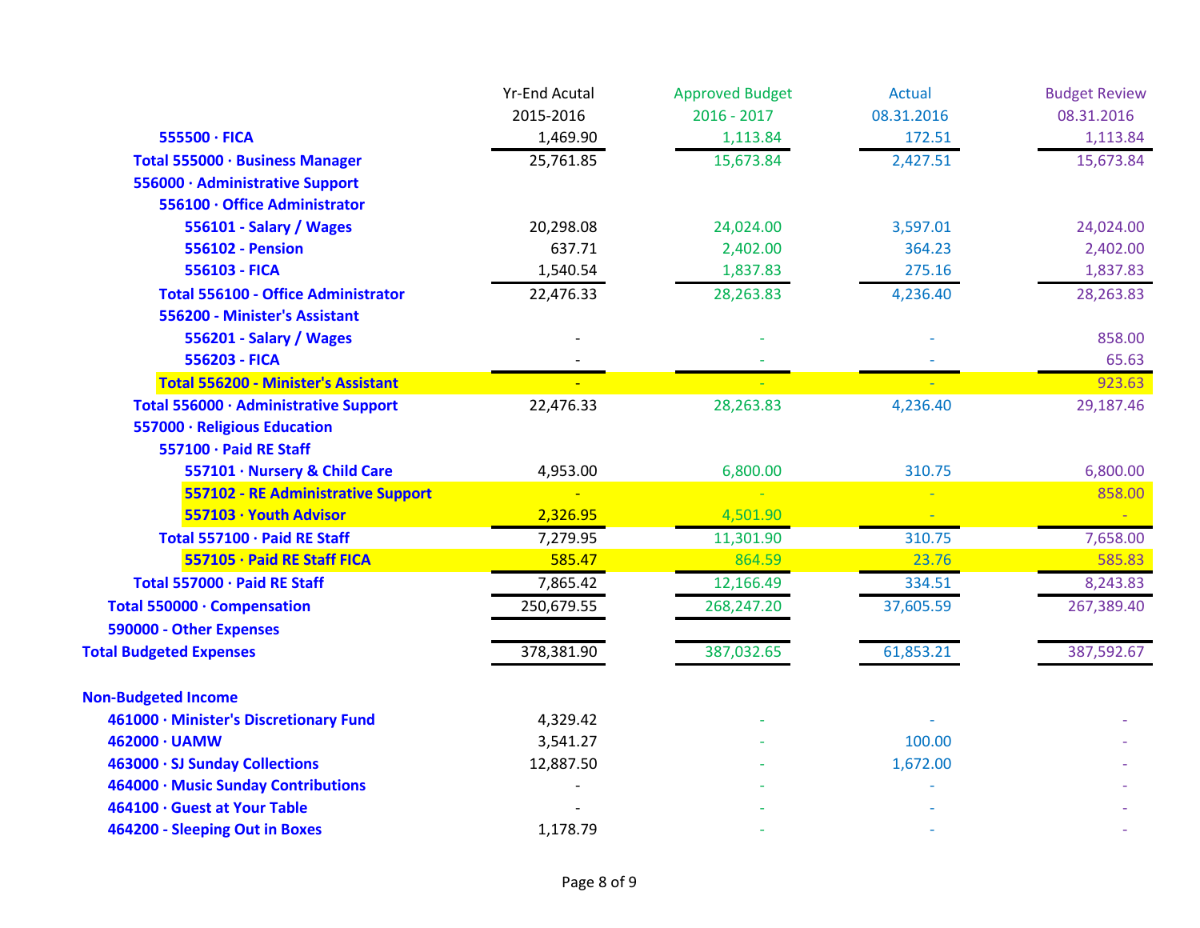| | Yr-End Acutal 2015-2016 | Approved Budget 2016 - 2017 | Actual 08.31.2016 | Budget Review 08.31.2016 |
|---|---|---|---|---|
| **555500 · FICA** | 1,469.90 | 1,113.84 | 172.51 | 1,113.84 |
| **Total 555000 · Business Manager** | 25,761.85 | 15,673.84 | 2,427.51 | 15,673.84 |
| **556000 · Administrative Support** | | | | |
| **556100 · Office Administrator** | | | | |
| **556101 - Salary / Wages** | 20,298.08 | 24,024.00 | 3,597.01 | 24,024.00 |
| **556102 - Pension** | 637.71 | 2,402.00 | 364.23 | 2,402.00 |
| **556103 - FICA** | 1,540.54 | 1,837.83 | 275.16 | 1,837.83 |
| **Total 556100 - Office Administrator** | 22,476.33 | 28,263.83 | 4,236.40 | 28,263.83 |
| **556200 - Minister's Assistant** | | | | |
| **556201 - Salary / Wages** | - | - | - | 858.00 |
| **556203 - FICA** | - | - | - | 65.63 |
| **Total 556200 - Minister's Assistant** | - | - | - | 923.63 |
| **Total 556000 · Administrative Support** | 22,476.33 | 28,263.83 | 4,236.40 | 29,187.46 |
| **557000 · Religious Education** | | | | |
| **557100 · Paid RE Staff** | | | | |
| **557101 · Nursery & Child Care** | 4,953.00 | 6,800.00 | 310.75 | 6,800.00 |
| **557102 - RE Administrative Support** | - | - | - | 858.00 |
| **557103 · Youth Advisor** | 2,326.95 | 4,501.90 | - | - |
| **Total 557100 · Paid RE Staff** | 7,279.95 | 11,301.90 | 310.75 | 7,658.00 |
| **557105 · Paid RE Staff FICA** | 585.47 | 864.59 | 23.76 | 585.83 |
| **Total 557000 · Paid RE Staff** | 7,865.42 | 12,166.49 | 334.51 | 8,243.83 |
| **Total 550000 · Compensation** | 250,679.55 | 268,247.20 | 37,605.59 | 267,389.40 |
| **590000 - Other Expenses** | | | | |
| **Total Budgeted Expenses** | 378,381.90 | 387,032.65 | 61,853.21 | 387,592.67 |
| | | | | |
| **Non-Budgeted Income** | | | | |
| **461000 · Minister's Discretionary Fund** | 4,329.42 | - | - | - |
| **462000 · UAMW** | 3,541.27 | - | 100.00 | - |
| **463000 · SJ Sunday Collections** | 12,887.50 | - | 1,672.00 | - |
| **464000 · Music Sunday Contributions** | - | - | - | - |
| **464100 · Guest at Your Table** | - | - | - | - |
| **464200 - Sleeping Out in Boxes** | 1,178.79 | - | - | - |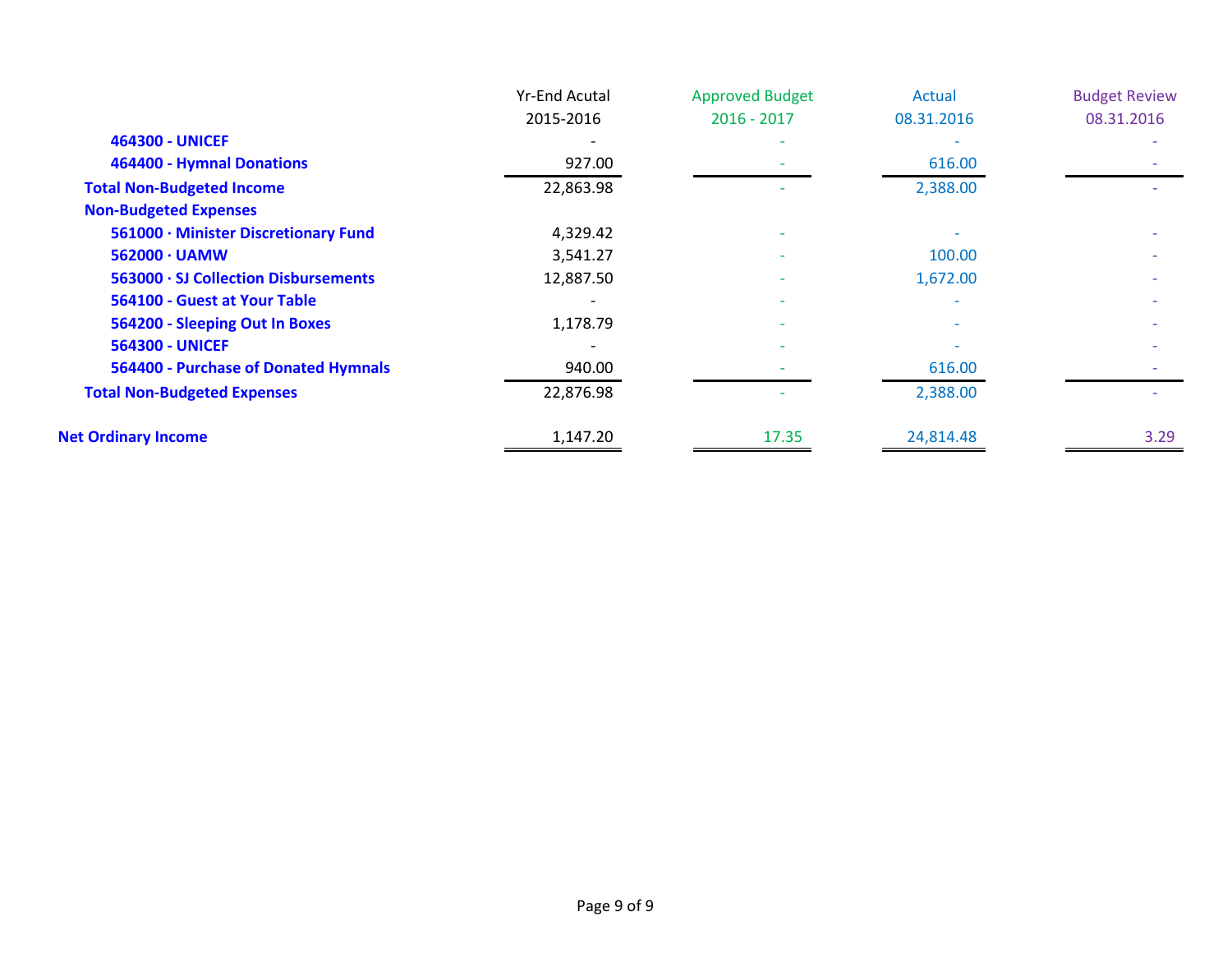| | Yr-End Acutal 2015-2016 | Approved Budget 2016 - 2017 | Actual 08.31.2016 | Budget Review 08.31.2016 |
|---|---|---|---|---|
| **464300 - UNICEF** | - | - | - | - |
| **464400 - Hymnal Donations** | 927.00 | - | 616.00 | - |
| **Total Non-Budgeted Income** | 22,863.98 | - | 2,388.00 | - |
| **Non-Budgeted Expenses** | | | | |
| **561000 · Minister Discretionary Fund** | 4,329.42 | - | - | - |
| **562000 · UAMW** | 3,541.27 | - | 100.00 | - |
| **563000 · SJ Collection Disbursements** | 12,887.50 | - | 1,672.00 | - |
| **564100 - Guest at Your Table** | - | - | - | - |
| **564200 - Sleeping Out In Boxes** | 1,178.79 | - | - | - |
| **564300 - UNICEF** | - | - | - | - |
| **564400 - Purchase of Donated Hymnals** | 940.00 | - | 616.00 | - |
| **Total Non-Budgeted Expenses** | 22,876.98 | - | 2,388.00 | - |
| **Net Ordinary Income** | 1,147.20 | 17.35 | 24,814.48 | 3.29 |